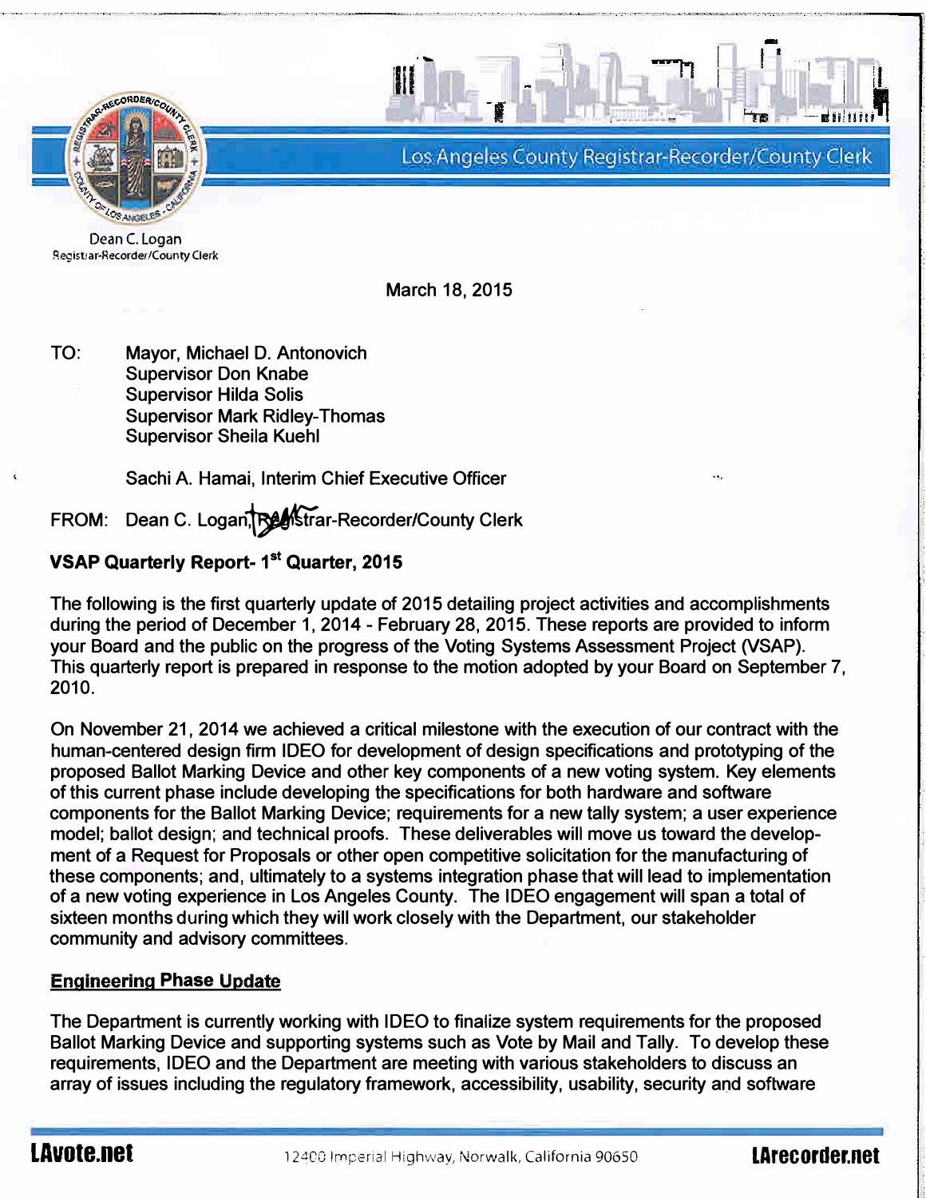Los Angeles County Registrar-Recorder/County Clerk

Dean C. Logan
Registrar-Recorder/County Clerk

March 18, 2015

TO: Mayor, Michael D. Antonovich
Supervisor Don Knabe
Supervisor Hilda Solis
Supervisor Mark Ridley-Thomas
Supervisor Sheila Kuehl

Sachi A. Hamai, Interim Chief Executive Officer

FROM: Dean C. Logan, Registrar-Recorder/County Clerk

**VSAP Quarterly Report- 1st Quarter, 2015**

The following is the first quarterly update of 2015 detailing project activities and accomplishments during the period of December 1, 2014 - February 28, 2015. These reports are provided to inform your Board and the public on the progress of the Voting Systems Assessment Project (VSAP). This quarterly report is prepared in response to the motion adopted by your Board on September 7, 2010.

On November 21, 2014 we achieved a critical milestone with the execution of our contract with the human-centered design firm IDEO for development of design specifications and prototyping of the proposed Ballot Marking Device and other key components of a new voting system. Key elements of this current phase include developing the specifications for both hardware and software components for the Ballot Marking Device; requirements for a new tally system; a user experience model; ballot design; and technical proofs. These deliverables will move us toward the development of a Request for Proposals or other open competitive solicitation for the manufacturing of these components; and, ultimately to a systems integration phase that will lead to implementation of a new voting experience in Los Angeles County. The IDEO engagement will span a total of sixteen months during which they will work closely with the Department, our stakeholder community and advisory committees.

## Engineering Phase Update

The Department is currently working with IDEO to finalize system requirements for the proposed Ballot Marking Device and supporting systems such as Vote by Mail and Tally. To develop these requirements, IDEO and the Department are meeting with various stakeholders to discuss an array of issues including the regulatory framework, accessibility, usability, security and software

LAvote.net 12400 Imperial Highway, Norwalk, California 90650 LArecorder.net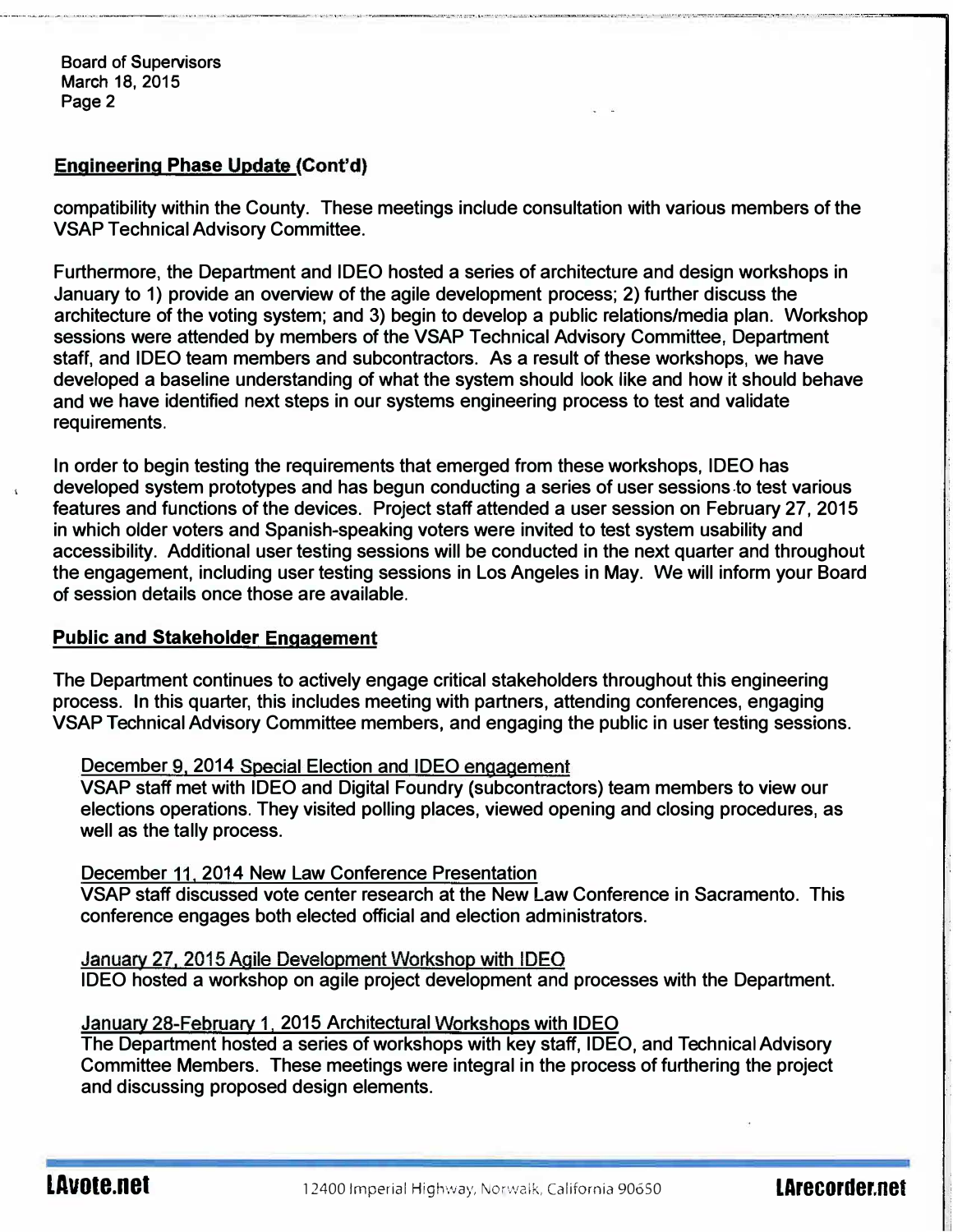## Engineering Phase Update (Cont'd)

compatibility within the County. These meetings include consultation with various members of the VSAP Technical Advisory Committee.

Furthermore, the Department and IDEO hosted a series of architecture and design workshops in January to 1) provide an overview of the agile development process; 2) further discuss the architecture of the voting system; and 3) begin to develop a public relations/media plan. Workshop sessions were attended by members of the VSAP Technical Advisory Committee, Department staff, and IDEO team members and subcontractors. As a result of these workshops, we have developed a baseline understanding of what the system should look like and how it should behave and we have identified next steps in our systems engineering process to test and validate requirements.

In order to begin testing the requirements that emerged from these workshops, IDEO has developed system prototypes and has begun conducting a series of user sessions to test various features and functions of the devices. Project staff attended a user session on February 27, 2015 in which older voters and Spanish-speaking voters were invited to test system usability and accessibility. Additional user testing sessions will be conducted in the next quarter and throughout the engagement, including user testing sessions in Los Angeles in May. We will inform your Board of session details once those are available.

## Public and Stakeholder Engagement

The Department continues to actively engage critical stakeholders throughout this engineering process. In this quarter, this includes meeting with partners, attending conferences, engaging VSAP Technical Advisory Committee members, and engaging the public in user testing sessions.

### December 9, 2014 Special Election and IDEO engagement

VSAP staff met with IDEO and Digital Foundry (subcontractors) team members to view our elections operations. They visited polling places, viewed opening and closing procedures, as well as the tally process.

### December 11, 2014 New Law Conference Presentation

VSAP staff discussed vote center research at the New Law Conference in Sacramento. This conference engages both elected official and election administrators.

### January 27, 2015 Agile Development Workshop with IDEO

IDEO hosted a workshop on agile project development and processes with the Department.

### January 28-February 1, 2015 Architectural Workshops with IDEO

The Department hosted a series of workshops with key staff, IDEO, and Technical Advisory Committee Members. These meetings were integral in the process of furthering the project and discussing proposed design elements.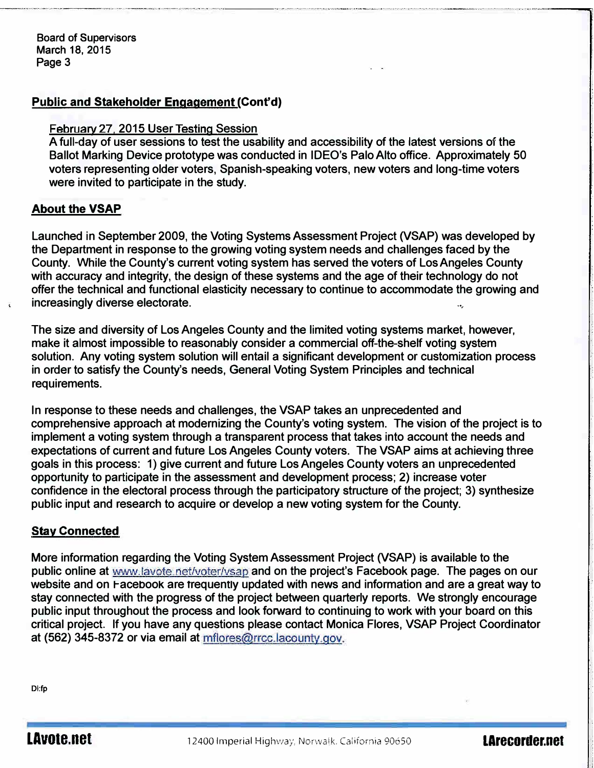**Public and Stakeholder Engagement (Cont'd)**

February 27, 2015 User Testing Session
A full-day of user sessions to test the usability and accessibility of the latest versions of the Ballot Marking Device prototype was conducted in IDEO's Palo Alto office. Approximately 50 voters representing older voters, Spanish-speaking voters, new voters and long-time voters were invited to participate in the study.

**About the VSAP**

Launched in September 2009, the Voting Systems Assessment Project (VSAP) was developed by the Department in response to the growing voting system needs and challenges faced by the County. While the County's current voting system has served the voters of Los Angeles County with accuracy and integrity, the design of these systems and the age of their technology do not offer the technical and functional elasticity necessary to continue to accommodate the growing and increasingly diverse electorate.

The size and diversity of Los Angeles County and the limited voting systems market, however, make it almost impossible to reasonably consider a commercial off-the-shelf voting system solution. Any voting system solution will entail a significant development or customization process in order to satisfy the County's needs, General Voting System Principles and technical requirements.

In response to these needs and challenges, the VSAP takes an unprecedented and comprehensive approach at modernizing the County's voting system. The vision of the project is to implement a voting system through a transparent process that takes into account the needs and expectations of current and future Los Angeles County voters. The VSAP aims at achieving three goals in this process: 1) give current and future Los Angeles County voters an unprecedented opportunity to participate in the assessment and development process; 2) increase voter confidence in the electoral process through the participatory structure of the project; 3) synthesize public input and research to acquire or develop a new voting system for the County.

**Stay Connected**

More information regarding the Voting System Assessment Project (VSAP) is available to the public online at www.lavote.net/voter/vsap and on the project's Facebook page. The pages on our website and on Facebook are frequently updated with news and information and are a great way to stay connected with the progress of the project between quarterly reports. We strongly encourage public input throughout the process and look forward to continuing to work with your board on this critical project. If you have any questions please contact Monica Flores, VSAP Project Coordinator at (562) 345-8372 or via email at mflores@rrcc.lacounty.gov.

DI:fp

LAvote.net 12400 Imperial Highway, Norwalk, California 90650 LArecorder.net